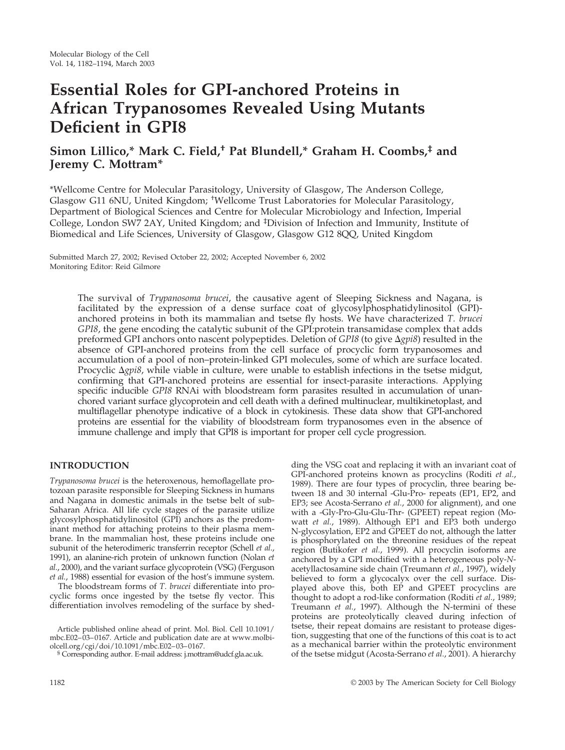# Essential Roles for GPI-anchored Proteins in African Trypanosomes Revealed Using Mutants Deficient in GPI8

**Simon Lillico,\* Mark C. Field,† Pat Blundell,\* Graham H. Coombs,‡ and Jeremy C. Mottram\***

\*Wellcome Centre for Molecular Parasitology, University of Glasgow, The Anderson College, Glasgow G11 6NU, United Kingdom; †Wellcome Trust Laboratories for Molecular Parasitology, Department of Biological Sciences and Centre for Molecular Microbiology and Infection, Imperial College, London SW7 2AY, United Kingdom; and ‡Division of Infection and Immunity, Institute of Biomedical and Life Sciences, University of Glasgow, Glasgow G12 8QQ, United Kingdom

Submitted March 27, 2002; Revised October 22, 2002; Accepted November 6, 2002
Monitoring Editor: Reid Gilmore

The survival of *Trypanosoma brucei*, the causative agent of Sleeping Sickness and Nagana, is facilitated by the expression of a dense surface coat of glycosylphosphatidylinositol (GPI)-anchored proteins in both its mammalian and tsetse fly hosts. We have characterized *T. brucei GPI8*, the gene encoding the catalytic subunit of the GPI:protein transamidase complex that adds preformed GPI anchors onto nascent polypeptides. Deletion of *GPI8* (to give Δ*gpi8*) resulted in the absence of GPI-anchored proteins from the cell surface of procyclic form trypanosomes and accumulation of a pool of non–protein-linked GPI molecules, some of which are surface located. Procyclic Δ*gpi8*, while viable in culture, were unable to establish infections in the tsetse midgut, confirming that GPI-anchored proteins are essential for insect-parasite interactions. Applying specific inducible *GPI8* RNAi with bloodstream form parasites resulted in accumulation of unanchored variant surface glycoprotein and cell death with a defined multinuclear, multikinetoplast, and multiflagellar phenotype indicative of a block in cytokinesis. These data show that GPI-anchored proteins are essential for the viability of bloodstream form trypanosomes even in the absence of immune challenge and imply that GPI8 is important for proper cell cycle progression.

## INTRODUCTION

*Trypanosoma brucei* is the heteroxenous, hemoflagellate protozoan parasite responsible for Sleeping Sickness in humans and Nagana in domestic animals in the tsetse belt of sub-Saharan Africa. All life cycle stages of the parasite utilize glycosylphosphatidylinositol (GPI) anchors as the predominant method for attaching proteins to their plasma membrane. In the mammalian host, these proteins include one subunit of the heterodimeric transferrin receptor (Schell *et al.*, 1991), an alanine-rich protein of unknown function (Nolan *et al.*, 2000), and the variant surface glycoprotein (VSG) (Ferguson *et al.*, 1988) essential for evasion of the host's immune system.

The bloodstream forms of *T. brucei* differentiate into procyclic forms once ingested by the tsetse fly vector. This differentiation involves remodeling of the surface by shedding the VSG coat and replacing it with an invariant coat of GPI-anchored proteins known as procyclins (Roditi *et al.*, 1989). There are four types of procyclin, three bearing between 18 and 30 internal -Glu-Pro- repeats (EP1, EP2, and EP3; see Acosta-Serrano *et al.*, 2000 for alignment), and one with a -Gly-Pro-Glu-Glu-Thr- (GPEET) repeat region (Mowatt *et al.*, 1989). Although EP1 and EP3 both undergo N-glycosylation, EP2 and GPEET do not, although the latter is phosphorylated on the threonine residues of the repeat region (Butikofer *et al.*, 1999). All procyclin isoforms are anchored by a GPI modified with a heterogeneous poly-*N*-acetyllactosamine side chain (Treumann *et al.*, 1997), widely believed to form a glycocalyx over the cell surface. Displayed above this, both EP and GPEET procyclins are thought to adopt a rod-like conformation (Roditi *et al.*, 1989; Treumann *et al.*, 1997). Although the N-termini of these proteins are proteolytically cleaved during infection of tsetse, their repeat domains are resistant to protease digestion, suggesting that one of the functions of this coat is to act as a mechanical barrier within the proteolytic environment of the tsetse midgut (Acosta-Serrano *et al.*, 2001). A hierarchy

Article published online ahead of print. Mol. Biol. Cell 10.1091/mbc.E02–03–0167. Article and publication date are at www.molbiolcell.org/cgi/doi/10.1091/mbc.E02–03–0167.

§ Corresponding author. E-mail address: j.mottram@udcf.gla.ac.uk.

© 2003 by The American Society for Cell Biology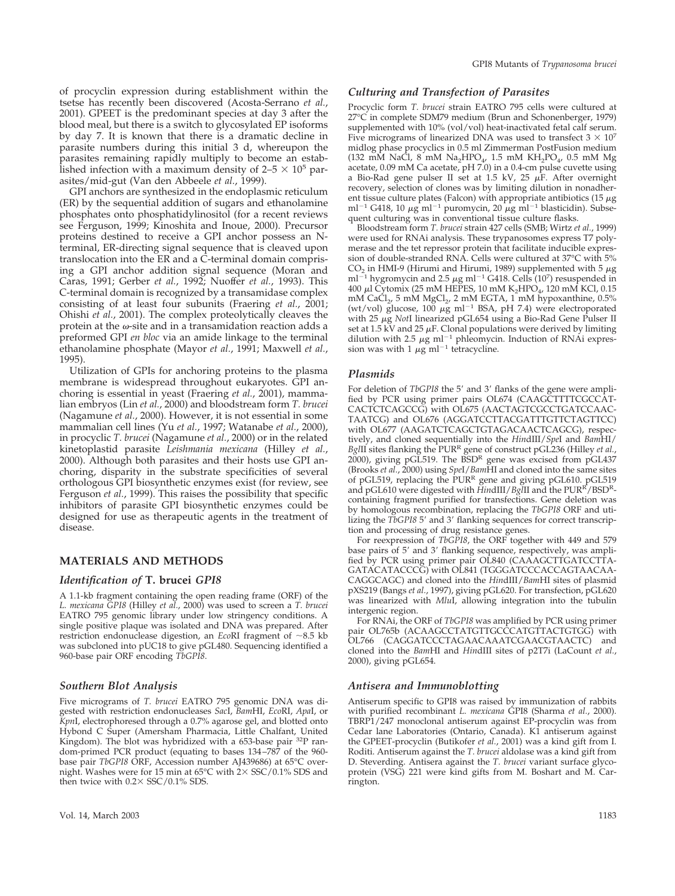of procyclin expression during establishment within the tsetse has recently been discovered (Acosta-Serrano *et al.*, 2001). GPEET is the predominant species at day 3 after the blood meal, but there is a switch to glycosylated EP isoforms by day 7. It is known that there is a dramatic decline in parasite numbers during this initial 3 d, whereupon the parasites remaining rapidly multiply to become an established infection with a maximum density of $2–5 \times 10^5$ parasites/mid-gut (Van den Abbeele *et al.*, 1999).

GPI anchors are synthesized in the endoplasmic reticulum (ER) by the sequential addition of sugars and ethanolamine phosphates onto phosphatidylinositol (for a recent reviews see Ferguson, 1999; Kinoshita and Inoue, 2000). Precursor proteins destined to receive a GPI anchor possess an N-terminal, ER-directing signal sequence that is cleaved upon translocation into the ER and a C-terminal domain comprising a GPI anchor addition signal sequence (Moran and Caras, 1991; Gerber *et al.*, 1992; Nuoffer *et al.*, 1993). This C-terminal domain is recognized by a transamidase complex consisting of at least four subunits (Fraering *et al.*, 2001; Ohishi *et al.*, 2001). The complex proteolytically cleaves the protein at the ω-site and in a transamidation reaction adds a preformed GPI *en bloc* via an amide linkage to the terminal ethanolamine phosphate (Mayor *et al.*, 1991; Maxwell *et al.*, 1995).

Utilization of GPIs for anchoring proteins to the plasma membrane is widespread throughout eukaryotes. GPI anchoring is essential in yeast (Fraering *et al.*, 2001), mammalian embryos (Lin *et al.*, 2000) and bloodstream form *T. brucei* (Nagamune *et al.*, 2000). However, it is not essential in some mammalian cell lines (Yu *et al.*, 1997; Watanabe *et al.*, 2000), in procyclic *T. brucei* (Nagamune *et al.*, 2000) or in the related kinetoplastid parasite *Leishmania mexicana* (Hilley *et al.*, 2000). Although both parasites and their hosts use GPI anchoring, disparity in the substrate specificities of several orthologous GPI biosynthetic enzymes exist (for review, see Ferguson *et al.*, 1999). This raises the possibility that specific inhibitors of parasite GPI biosynthetic enzymes could be designed for use as therapeutic agents in the treatment of disease.

## MATERIALS AND METHODS

### Identification of T. brucei GPI8

A 1.1-kb fragment containing the open reading frame (ORF) of the *L. mexicana GPI8* (Hilley *et al.*, 2000) was used to screen a *T. brucei* EATRO 795 genomic library under low stringency conditions. A single positive plaque was isolated and DNA was prepared. After restriction endonuclease digestion, an *Eco*RI fragment of ~8.5 kb was subcloned into pUC18 to give pGL480. Sequencing identified a 960-base pair ORF encoding *TbGPI8*.

### Southern Blot Analysis

Five micrograms of *T. brucei* EATRO 795 genomic DNA was digested with restriction endonucleases *Sac*I, *Bam*HI, *Eco*RI, *Apa*I, or *Kpn*I, electrophoresed through a 0.7% agarose gel, and blotted onto Hybond C Super (Amersham Pharmacia, Little Chalfant, United Kingdom). The blot was hybridized with a 653-base pair $^{32}P$ random-primed PCR product (equating to bases 134–787 of the 960-base pair *TbGPI8* ORF, Accession number AJ439686) at 65°C overnight. Washes were for 15 min at 65°C with 2× SSC/0.1% SDS and then twice with 0.2× SSC/0.1% SDS.

### Culturing and Transfection of Parasites

Procyclic form *T. brucei* strain EATRO 795 cells were cultured at 27°C in complete SDM79 medium (Brun and Schonenberger, 1979) supplemented with 10% (vol/vol) heat-inactivated fetal calf serum. Five micrograms of linearized DNA was used to transfect $3 \times 10^7$ midlog phase procyclics in 0.5 ml Zimmerman PostFusion medium (132 mM NaCl, 8 mM $Na_2HPO_4$, 1.5 mM $KH_2PO_4$, 0.5 mM Mg acetate, 0.09 mM Ca acetate, pH 7.0) in a 0.4-cm pulse cuvette using a Bio-Rad gene pulser II set at 1.5 kV, 25 μF. After overnight recovery, selection of clones was by limiting dilution in nonadherent tissue culture plates (Falcon) with appropriate antibiotics (15 μg $ml^{-1}$ G418, 10 μg $ml^{-1}$ puromycin, 20 μg $ml^{-1}$ blasticidin). Subsequent culturing was in conventional tissue culture flasks.

Bloodstream form *T. brucei* strain 427 cells (SMB; Wirtz *et al.*, 1999) were used for RNAi analysis. These trypanosomes express T7 polymerase and the tet repressor protein that facilitate inducible expression of double-stranded RNA. Cells were cultured at 37°C with 5% $CO_2$ in HMI-9 (Hirumi and Hirumi, 1989) supplemented with 5 μg $ml^{-1}$ hygromycin and 2.5 μg $ml^{-1}$ G418. Cells ($10^7$) resuspended in 400 μl Cytomix (25 mM HEPES, 10 mM $K_2HPO_4$, 120 mM KCl, 0.15 mM $CaCl_2$, 5 mM $MgCl_2$, 2 mM EGTA, 1 mM hypoxanthine, 0.5% (wt/vol) glucose, 100 μg $ml^{-1}$ BSA, pH 7.4) were electroporated with 25 μg *Not*I linearized pGL654 using a Bio-Rad Gene Pulser II set at 1.5 kV and 25 μF. Clonal populations were derived by limiting dilution with 2.5 μg $ml^{-1}$ phleomycin. Induction of RNAi expression was with 1 μg $ml^{-1}$ tetracycline.

### Plasmids

For deletion of *TbGPI8* the 5′ and 3′ flanks of the gene were amplified by PCR using primer pairs OL674 (CAAGCTTTTCGCCATCACTCTCAGCCG) with OL675 (AACTAGTCGCCTGATCCAACTAATCG) and OL676 (AGGATCCTTACGATTTGTTCTAGTTCC) with OL677 (AAGATCTCAGCTGTAGACAACTCAGCG), respectively, and cloned sequentially into the *Hin*dIII/*Spe*I and *Bam*HI/*Bgl*II sites flanking the $PUR^R$ gene of construct pGL236 (Hilley *et al.*, 2000), giving pGL519. The $BSD^R$ gene was excised from pGL437 (Brooks *et al.*, 2000) using *Spe*I/*Bam*HI and cloned into the same sites of pGL519, replacing the $PUR^R$ gene and giving pGL610. pGL519 and pGL610 were digested with *Hin*dIII/*Bgl*II and the $PUR^R$/$BSD^R$-containing fragment purified for transfections. Gene deletion was by homologous recombination, replacing the *TbGPI8* ORF and utilizing the *TbGPI8* 5′ and 3′ flanking sequences for correct transcription and processing of drug resistance genes.

For reexpression of *TbGPI8*, the ORF together with 449 and 579 base pairs of 5′ and 3′ flanking sequence, respectively, was amplified by PCR using primer pair OL840 (CAAAGCTTGATCCTTAGATACATACCCG) with OL841 (TGGGATCCCACCAGTAACAACAGGCAGC) and cloned into the *Hin*dIII/*Bam*HI sites of plasmid pXS219 (Bangs *et al.*, 1997), giving pGL620. For transfection, pGL620 was linearized with *Mlu*I, allowing integration into the tubulin intergenic region.

For RNAi, the ORF of *TbGPI8* was amplified by PCR using primer pair OL765b (ACAAGCCTATGTTGCCCATGTTACTGTGG) with OL766 (CAGGATCCCTAGAACAAATCGAACGTAACTC) and cloned into the *Bam*HI and *Hin*dIII sites of p2T7i (LaCount *et al.*, 2000), giving pGL654.

### Antisera and Immunoblotting

Antiserum specific to GPI8 was raised by immunization of rabbits with purified recombinant *L. mexicana* GPI8 (Sharma *et al.*, 2000). TBRP1/247 monoclonal antiserum against EP-procyclin was from Cedar lane Laboratories (Ontario, Canada). K1 antiserum against the GPEET-procyclin (Butikofer *et al.*, 2001) was a kind gift from I. Roditi. Antiserum against the *T. brucei* aldolase was a kind gift from D. Steverding. Antisera against the *T. brucei* variant surface glycoprotein (VSG) 221 were kind gifts from M. Boshart and M. Carrington.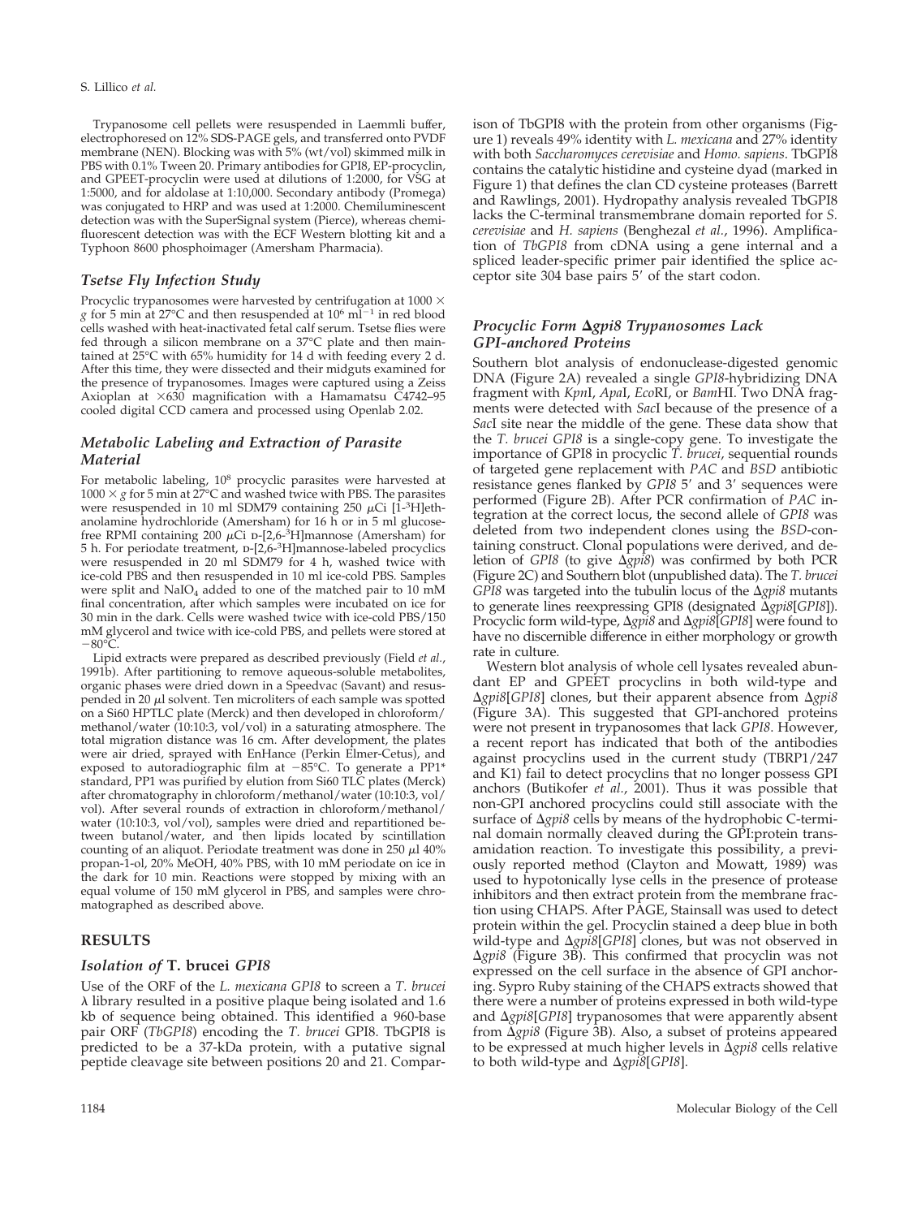Trypanosome cell pellets were resuspended in Laemmli buffer, electrophoresed on 12% SDS-PAGE gels, and transferred onto PVDF membrane (NEN). Blocking was with 5% (wt/vol) skimmed milk in PBS with 0.1% Tween 20. Primary antibodies for GPI8, EP-procyclin, and GPEET-procyclin were used at dilutions of 1:2000, for VSG at 1:5000, and for aldolase at 1:10,000. Secondary antibody (Promega) was conjugated to HRP and was used at 1:2000. Chemiluminescent detection was with the SuperSignal system (Pierce), whereas chemifluorescent detection was with the ECF Western blotting kit and a Typhoon 8600 phosphoimager (Amersham Pharmacia).

### *Tsetse Fly Infection Study*

Procyclic trypanosomes were harvested by centrifugation at 1000 × *g* for 5 min at 27°C and then resuspended at $10^6$ $ml^{-1}$ in red blood cells washed with heat-inactivated fetal calf serum. Tsetse flies were fed through a silicon membrane on a 37°C plate and then maintained at 25°C with 65% humidity for 14 d with feeding every 2 d. After this time, they were dissected and their midguts examined for the presence of trypanosomes. Images were captured using a Zeiss Axioplan at ×630 magnification with a Hamamatsu C4742–95 cooled digital CCD camera and processed using Openlab 2.02.

### *Metabolic Labeling and Extraction of Parasite Material*

For metabolic labeling, $10^8$ procyclic parasites were harvested at 1000 × *g* for 5 min at 27°C and washed twice with PBS. The parasites were resuspended in 10 ml SDM79 containing 250 μCi [1-$^3$H]ethanolamine hydrochloride (Amersham) for 16 h or in 5 ml glucose-free RPMI containing 200 μCi D-[2,6-$^3$H]mannose (Amersham) for 5 h. For periodate treatment, D-[2,6-$^3$H]mannose-labeled procyclics were resuspended in 20 ml SDM79 for 4 h, washed twice with ice-cold PBS and then resuspended in 10 ml ice-cold PBS. Samples were split and $NaIO_4$ added to one of the matched pair to 10 mM final concentration, after which samples were incubated on ice for 30 min in the dark. Cells were washed twice with ice-cold PBS/150 mM glycerol and twice with ice-cold PBS, and pellets were stored at −80°C.

Lipid extracts were prepared as described previously (Field *et al.*, 1991b). After partitioning to remove aqueous-soluble metabolites, organic phases were dried down in a Speedvac (Savant) and resuspended in 20 μl solvent. Ten microliters of each sample was spotted on a Si60 HPTLC plate (Merck) and then developed in chloroform/methanol/water (10:10:3, vol/vol) in a saturating atmosphere. The total migration distance was 16 cm. After development, the plates were air dried, sprayed with EnHance (Perkin Elmer-Cetus), and exposed to autoradiographic film at −85°C. To generate a PP1* standard, PP1 was purified by elution from Si60 TLC plates (Merck) after chromatography in chloroform/methanol/water (10:10:3, vol/vol). After several rounds of extraction in chloroform/methanol/water (10:10:3, vol/vol), samples were dried and repartitioned between butanol/water, and then lipids located by scintillation counting of an aliquot. Periodate treatment was done in 250 μl 40% propan-1-ol, 20% MeOH, 40% PBS, with 10 mM periodate on ice in the dark for 10 min. Reactions were stopped by mixing with an equal volume of 150 mM glycerol in PBS, and samples were chromatographed as described above.

## RESULTS

### *Isolation of* T. brucei *GPI8*

Use of the ORF of the *L. mexicana GPI8* to screen a *T. brucei* λ library resulted in a positive plaque being isolated and 1.6 kb of sequence being obtained. This identified a 960-base pair ORF (*TbGPI8*) encoding the *T. brucei* GPI8. TbGPI8 is predicted to be a 37-kDa protein, with a putative signal peptide cleavage site between positions 20 and 21. Comparison of TbGPI8 with the protein from other organisms (Figure 1) reveals 49% identity with *L. mexicana* and 27% identity with both *Saccharomyces cerevisiae* and *Homo. sapiens*. TbGPI8 contains the catalytic histidine and cysteine dyad (marked in Figure 1) that defines the clan CD cysteine proteases (Barrett and Rawlings, 2001). Hydropathy analysis revealed TbGPI8 lacks the C-terminal transmembrane domain reported for *S. cerevisiae* and *H. sapiens* (Benghezal *et al.*, 1996). Amplification of *TbGPI8* from cDNA using a gene internal and a spliced leader-specific primer pair identified the splice acceptor site 304 base pairs 5′ of the start codon.

### *Procyclic Form Δgpi8 Trypanosomes Lack GPI-anchored Proteins*

Southern blot analysis of endonuclease-digested genomic DNA (Figure 2A) revealed a single *GPI8*-hybridizing DNA fragment with *Kpn*I, *Apa*I, *Eco*RI, or *Bam*HI. Two DNA fragments were detected with *Sac*I because of the presence of a *Sac*I site near the middle of the gene. These data show that the *T. brucei GPI8* is a single-copy gene. To investigate the importance of GPI8 in procyclic *T. brucei*, sequential rounds of targeted gene replacement with *PAC* and *BSD* antibiotic resistance genes flanked by *GPI8* 5′ and 3′ sequences were performed (Figure 2B). After PCR confirmation of *PAC* integration at the correct locus, the second allele of *GPI8* was deleted from two independent clones using the *BSD*-containing construct. Clonal populations were derived, and deletion of *GPI8* (to give Δ*gpi8*) was confirmed by both PCR (Figure 2C) and Southern blot (unpublished data). The *T. brucei GPI8* was targeted into the tubulin locus of the Δ*gpi8* mutants to generate lines reexpressing GPI8 (designated Δ*gpi8*[*GPI8*]). Procyclic form wild-type, Δ*gpi8* and Δ*gpi8*[*GPI8*] were found to have no discernible difference in either morphology or growth rate in culture.

Western blot analysis of whole cell lysates revealed abundant EP and GPEET procyclins in both wild-type and Δ*gpi8*[*GPI8*] clones, but their apparent absence from Δ*gpi8* (Figure 3A). This suggested that GPI-anchored proteins were not present in trypanosomes that lack *GPI8*. However, a recent report has indicated that both of the antibodies against procyclins used in the current study (TBRP1/247 and K1) fail to detect procyclins that no longer possess GPI anchors (Butikofer *et al.*, 2001). Thus it was possible that non-GPI anchored procyclins could still associate with the surface of Δ*gpi8* cells by means of the hydrophobic C-terminal domain normally cleaved during the GPI:protein transamidation reaction. To investigate this possibility, a previously reported method (Clayton and Mowatt, 1989) was used to hypotonically lyse cells in the presence of protease inhibitors and then extract protein from the membrane fraction using CHAPS. After PAGE, Stainsall was used to detect protein within the gel. Procyclin stained a deep blue in both wild-type and Δ*gpi8*[*GPI8*] clones, but was not observed in Δ*gpi8* (Figure 3B). This confirmed that procyclin was not expressed on the cell surface in the absence of GPI anchoring. Sypro Ruby staining of the CHAPS extracts showed that there were a number of proteins expressed in both wild-type and Δ*gpi8*[*GPI8*] trypanosomes that were apparently absent from Δ*gpi8* (Figure 3B). Also, a subset of proteins appeared to be expressed at much higher levels in Δ*gpi8* cells relative to both wild-type and Δ*gpi8*[*GPI8*].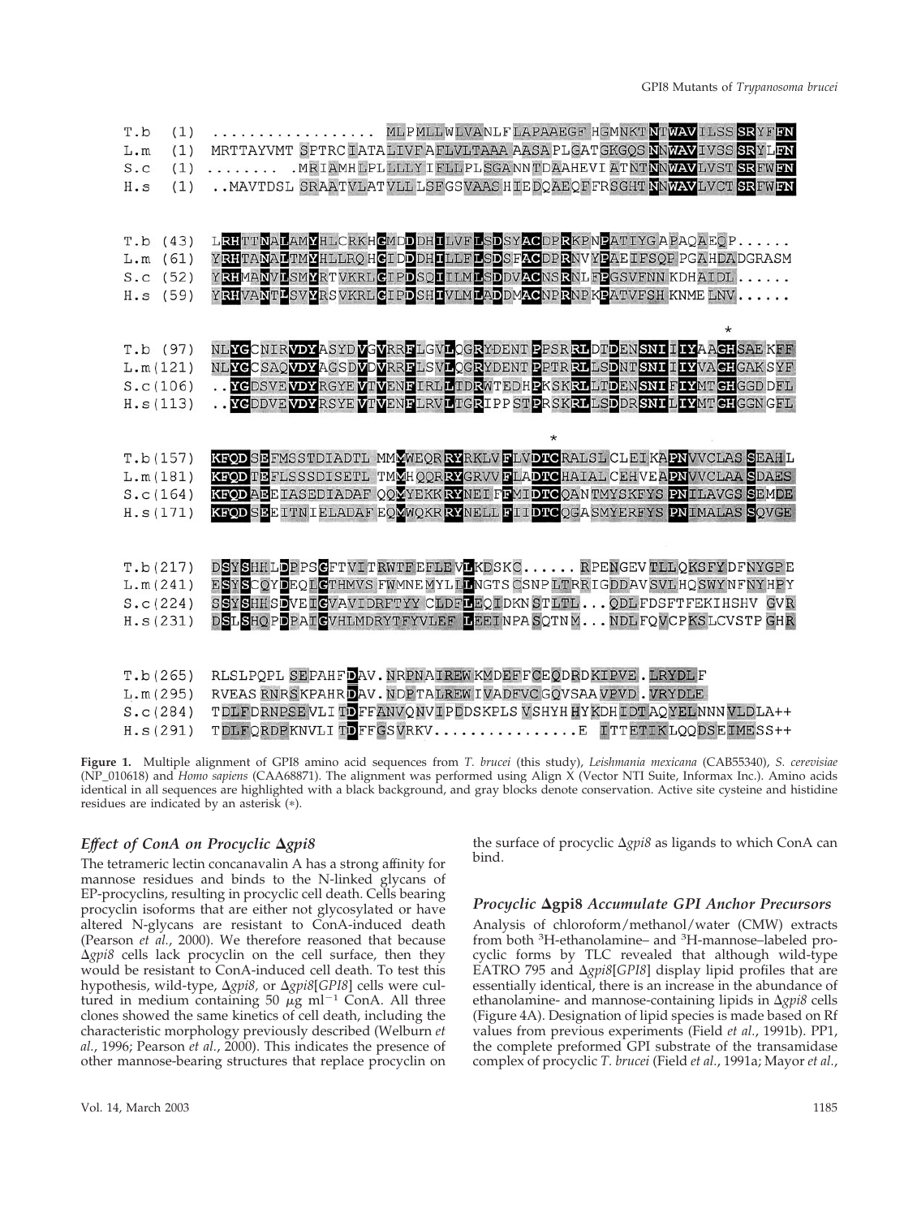```
T.b  (1)   .................. MLPMLLWLVANLFLAPAAEGF HGMNKTNTWAVILSS SRYFFN
L.m  (1)   MRTTAYVMT SPTRCIATALIVFAFLVLTAAA AASAPLGATGKGQSNNWAVIVSS SRYLFN
S.c  (1)   ........ .MRIAMHLPLLLYIFLLPLSGANNTDAAHEVI ATNTNNWAVLVST SRFWFN
H.s  (1)   ..MAVTDSL SRAATVLATVLLLSFGSVAAS HIEDQAEQFFRSGHTNNWAVLVCT SRFWFN

T.b (43)   LRHTTNALAMYHLCRKHGMDDDHILVFLSDSYACDPRKPNPATIYGAPAQAEQP......
L.m (61)   YRHTANALTMYHLLRQHGIDDDHILLFLSDSFACDPRNVYPAEIFSQPPGAHDADGRASM
S.c (52)   YRHMANVLSMYRTVKRLGIPDSQIILMLSDDVACNSRNLFPGSVFNN KDHAIDL......
H.s (59)   YRHVANTLSVYRSVKRLGIPDSHIVLMLADDMACNPRNPKPATVFSH KNME LNV......

                                                                *
T.b (97)   NLYGCNIRVDYASYDVGVRRFLGVLQGRYDENTPPSRRLDTDENSNIIIYAAGHSAEKFF
L.m(121)   NLYGCSAQVDYAGSDVDVRRFLSVLQGRYDENTPPTRRLLSDNTSNIIIYVACHGAKSYF
S.c(106)   ..YGDSVEVDYRGYEVTVENFIRLLTDRWTEDHPKSKRLLTDENSNIFIYMTGHGGDDFL
H.s(113)   ..YGDDVEVDYRSYEVTVENFLRVLTGRIPPSTPRSKRLLSDDRSNILIYMTGHGGNGFL

                                        *
T.b(157)   KFQDSEFMSSTDIADTL MMMWEQRRYRKLVFLVDTCRALSLCLEIKAPNVVCLAS SEAHL
L.m(181)   KFQDTEFLSSSDISETL TMMHQQRRYGRVVFLADTCHAIALCEHVEAPNVVCLAA SDAES
S.c(164)   KFQDAEEIASEDIADAF QQMYEKKRYNEIFFMIDTCQANTMYSKFYS PNILAVGS SEMDE
H.s(171)   KFQDSEEITNIELADAF EQMWQKRRYNELLFIIDTCQGASMYERFYS PNIMALAS SQVGE

T.b(217)   DSYSHHLDPPSGFTVITRWTFEFLEVLKDSKC...... RPENGEVTLLQKSFYDFNYGPE
L.m(241)   ESYSCQYDEQLGTHMVSFWMNEMYLLLNGTSCSNPLTRRIGDDAVSVLHQSWYNFNYHPY
S.c(224)   SSYSHHSDVEIGVAVIDRFTYYCLDFLEQIDKNSTLTL...QDLFDSFTFEKIHSHV GVR
H.s(231)   DSLSHQPDPAIGVHLMDRYTFYVLEF LEEINPASQTNM... NDLFQVCPKSLCVSTPGHR

T.b(265)   RLSLPQPLSEPAHFDAV.NRPNAIREWKMDEFFCEQDRDKIPVE.LRYDLF
L.m(295)   RVEASRNRSKPAHRDAV.NDPTALREWIVADFVCGQVSAAVPVD.VRYDLE
S.c(284)   TDLFDRNPSEVLITDFFANVQNVIPDDSKPLSVSHYHHYKDHIDTAQYELNNNVLDLA++
H.s(291)   TDLFQRDPKNVLITDFFGSVRKV................E ITTETIKLQQDSEIMESS++
```

**Figure 1.** Multiple alignment of GPI8 amino acid sequences from *T. brucei* (this study), *Leishmania mexicana* (CAB55340), *S. cerevisiae* (NP_010618) and *Homo sapiens* (CAA68871). The alignment was performed using Align X (Vector NTI Suite, Informax Inc.). Amino acids identical in all sequences are highlighted with a black background, and gray blocks denote conservation. Active site cysteine and histidine residues are indicated by an asterisk (*).

### Effect of ConA on Procyclic Δ*gpi8*

The tetrameric lectin concanavalin A has a strong affinity for mannose residues and binds to the N-linked glycans of EP-procyclins, resulting in procyclic cell death. Cells bearing procyclin isoforms that are either not glycosylated or have altered N-glycans are resistant to ConA-induced death (Pearson *et al.*, 2000). We therefore reasoned that because Δ*gpi8* cells lack procyclin on the cell surface, then they would be resistant to ConA-induced cell death. To test this hypothesis, wild-type, Δ*gpi8*, or Δ*gpi8*[*GPI8*] cells were cultured in medium containing 50 μg ml$^{-1}$ ConA. All three clones showed the same kinetics of cell death, including the characteristic morphology previously described (Welburn *et al.*, 1996; Pearson *et al.*, 2000). This indicates the presence of other mannose-bearing structures that replace procyclin on the surface of procyclic Δ*gpi8* as ligands to which ConA can bind.

### Procyclic Δgpi8 Accumulate GPI Anchor Precursors

Analysis of chloroform/methanol/water (CMW) extracts from both $^{3}$H-ethanolamine– and $^{3}$H-mannose–labeled procyclic forms by TLC revealed that although wild-type EATRO 795 and Δ*gpi8*[*GPI8*] display lipid profiles that are essentially identical, there is an increase in the abundance of ethanolamine- and mannose-containing lipids in Δ*gpi8* cells (Figure 4A). Designation of lipid species is made based on Rf values from previous experiments (Field *et al.*, 1991b). PP1, the complete preformed GPI substrate of the transamidase complex of procyclic *T. brucei* (Field *et al.*, 1991a; Mayor *et al.*,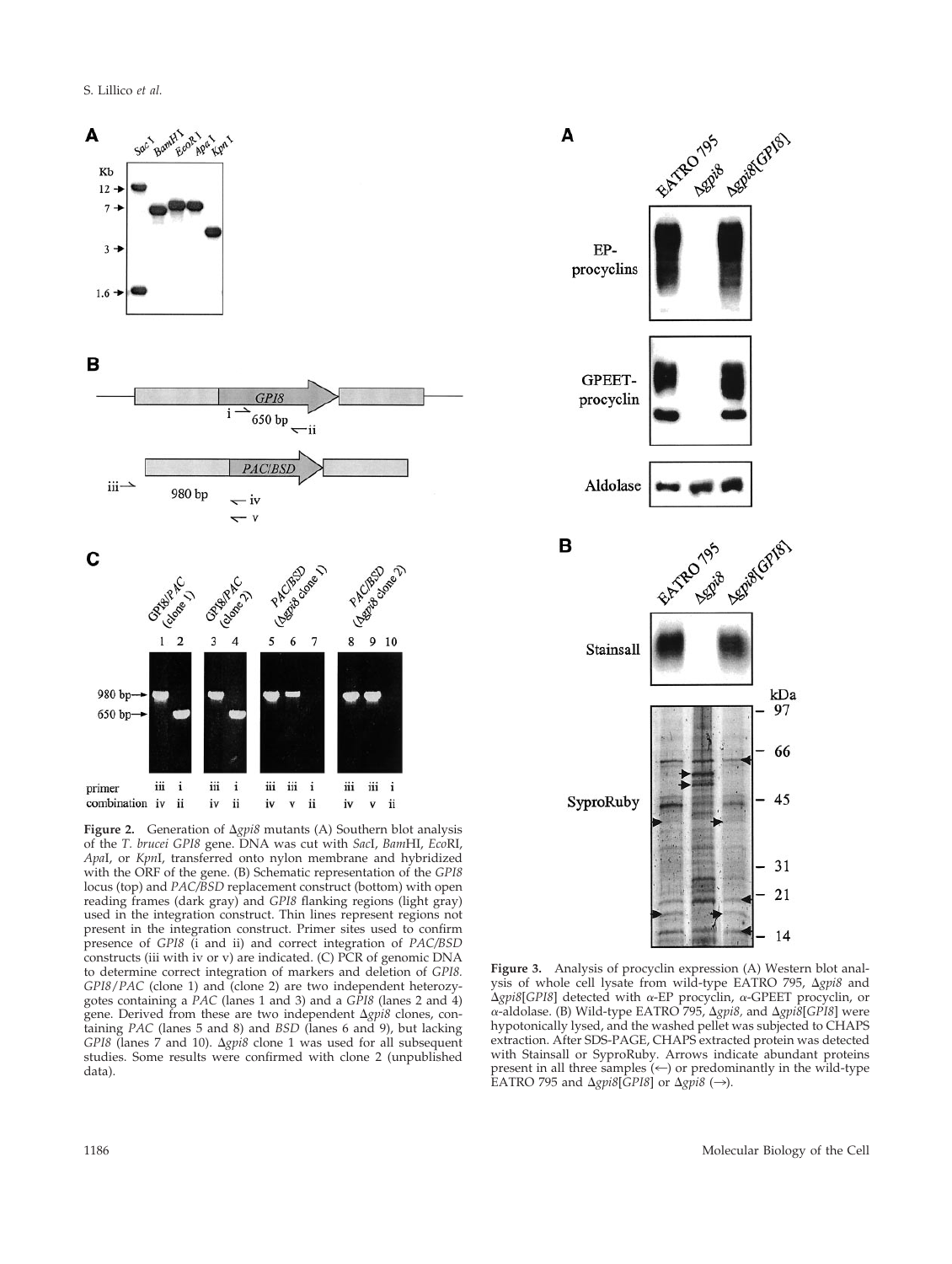**Figure 2.** Generation of Δ*gpi8* mutants (A) Southern blot analysis of the *T. brucei GPI8* gene. DNA was cut with *Sac*I, *Bam*HI, *Eco*RI, *Apa*I, or *Kpn*I, transferred onto nylon membrane and hybridized with the ORF of the gene. (B) Schematic representation of the *GPI8* locus (top) and *PAC/BSD* replacement construct (bottom) with open reading frames (dark gray) and *GPI8* flanking regions (light gray) used in the integration construct. Thin lines represent regions not present in the integration construct. Primer sites used to confirm presence of *GPI8* (i and ii) and correct integration of *PAC/BSD* constructs (iii with iv or v) are indicated. (C) PCR of genomic DNA to determine correct integration of markers and deletion of *GPI8*. *GPI8/PAC* (clone 1) and (clone 2) are two independent heterozygotes containing a *PAC* (lanes 1 and 3) and a *GPI8* (lanes 2 and 4) gene. Derived from these are two independent Δ*gpi8* clones, containing *PAC* (lanes 5 and 8) and *BSD* (lanes 6 and 9), but lacking *GPI8* (lanes 7 and 10). Δ*gpi8* clone 1 was used for all subsequent studies. Some results were confirmed with clone 2 (unpublished data).

**Figure 3.** Analysis of procyclin expression (A) Western blot analysis of whole cell lysate from wild-type EATRO 795, Δ*gpi8* and Δ*gpi8*[*GPI8*] detected with α-EP procyclin, α-GPEET procyclin, or α-aldolase. (B) Wild-type EATRO 795, Δ*gpi8*, and Δ*gpi8*[*GPI8*] were hypotonically lysed, and the washed pellet was subjected to CHAPS extraction. After SDS-PAGE, CHAPS extracted protein was detected with Stainsall or SyproRuby. Arrows indicate abundant proteins present in all three samples (←) or predominantly in the wild-type EATRO 795 and Δ*gpi8*[*GPI8*] or Δ*gpi8* (→).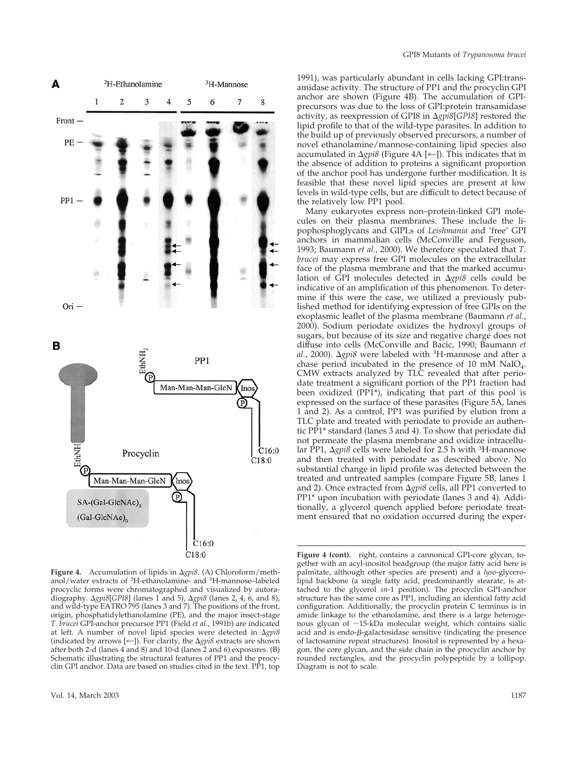**Figure 4.** Accumulation of lipids in Δ*gpi8*. (A) Chloroform/methanol/water extracts of $^3$H-ethanolamine- and $^3$H-mannose–labeled procyclic forms were chromatographed and visualized by autoradiography. Δ*gpi8*[*GPI8*] (lanes 1 and 5), Δ*gpi8* (lanes 2, 4, 6, and 8), and wild-type EATRO 795 (lanes 3 and 7). The positions of the front, origin, phosphatidylethanolamine (PE), and the major insect-stage *T. brucei* GPI-anchor precursor PP1 (Field *et al.*, 1991b) are indicated at left. A number of novel lipid species were detected in Δ*gpi8* (indicated by arrows [←]). For clarity, the Δ*gpi8* extracts are shown after both 2-d (lanes 4 and 8) and 10-d (lanes 2 and 6) exposures. (B) Schematic illustrating the structural features of PP1 and the procyclin GPI anchor. Data are based on studies cited in the text. PP1, top right, contains a cannonical GPI-core glycan, together with an acyl-inositol headgroup (the major fatty acid here is palmitate, although other species are present) and a *lyso*-glycerolipid backbone (a single fatty acid, predominantly stearate, is attached to the glycerol *sn*-1 position). The procyclin GPI-anchor structure has the same core as PP1, including an identical fatty acid configuration. Additionally, the procyclin protein C terminus is in amide linkage to the ethanolamine, and there is a large heterogeneous glycan of ~15-kDa molecular weight, which contains sialic acid and is endo-β-galactosidase sensitive (indicating the presence of lactosamine repeat structures). Inositol is represented by a hexagon, the core glycan, and the side chain in the procyclin anchor by rounded rectangles, and the procyclin polypeptide by a lollipop. Diagram is not to scale.

1991), was particularly abundant in cells lacking GPI:transamidase activity. The structure of PP1 and the procyclin GPI anchor are shown (Figure 4B). The accumulation of GPI-precursors was due to the loss of GPI:protein transamidase activity, as reexpression of GPI8 in Δ*gpi8*[*GPI8*] restored the lipid profile to that of the wild-type parasites. In addition to the build up of previously observed precursors, a number of novel ethanolamine/mannose-containing lipid species also accumulated in Δ*gpi8* (Figure 4A [←]). This indicates that in the absence of addition to proteins a significant proportion of the anchor pool has undergone further modification. It is feasible that these novel lipid species are present at low levels in wild-type cells, but are difficult to detect because of the relatively low PP1 pool.

Many eukaryotes express non–protein-linked GPI molecules on their plasma membranes. These include the lipophosphoglycans and GIPLs of *Leishmania* and 'free' GPI anchors in mammalian cells (McConville and Ferguson, 1993; Baumann *et al.*, 2000). We therefore speculated that *T. brucei* may express free GPI molecules on the extracellular face of the plasma membrane and that the marked accumulation of GPI molecules detected in Δ*gpi8* cells could be indicative of an amplification of this phenomenon. To determine if this were the case, we utilized a previously published method for identifying expression of free GPIs on the exoplasmic leaflet of the plasma membrane (Baumann *et al.*, 2000). Sodium periodate oxidizes the hydroxyl groups of sugars, but because of its size and negative charge does not diffuse into cells (McConville and Bacic, 1990; Baumann *et al.*, 2000). Δ*gpi8* were labeled with $^3$H-mannose and after a chase period incubated in the presence of 10 mM $NaIO_4$. CMW extracts analyzed by TLC revealed that after periodate treatment a significant portion of the PP1 fraction had been oxidized (PP1*), indicating that part of this pool is expressed on the surface of these parasites (Figure 5A, lanes 1 and 2). As a control, PP1 was purified by elution from a TLC plate and treated with periodate to provide an authentic PP1* standard (lanes 3 and 4). To show that periodate did not permeate the plasma membrane and oxidize intracellular PP1, Δ*gpi8* cells were labeled for 2.5 h with $^3$H-mannose and then treated with periodate as described above. No substantial change in lipid profile was detected between the treated and untreated samples (compare Figure 5B, lanes 1 and 2). Once extracted from Δ*gpi8* cells, all PP1 converted to PP1* upon incubation with periodate (lanes 3 and 4). Additionally, a glycerol quench applied before periodate treatment ensured that no oxidation occurred during the exper-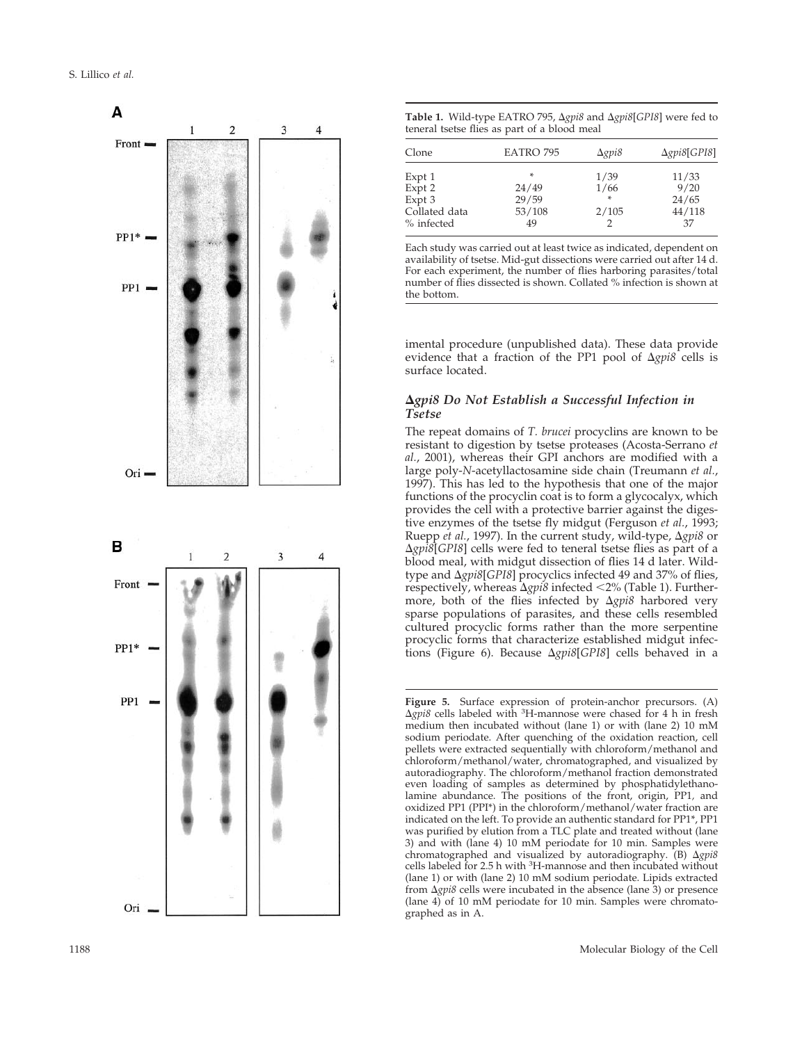**Table 1.** Wild-type EATRO 795, Δ*gpi8* and Δ*gpi8*[*GPI8*] were fed to teneral tsetse flies as part of a blood meal

| Clone | EATRO 795 | Δ*gpi8* | Δ*gpi8*[*GPI8*] |
|---|---|---|---|
| Expt 1 | * | 1/39 | 11/33 |
| Expt 2 | 24/49 | 1/66 | 9/20 |
| Expt 3 | 29/59 | * | 24/65 |
| Collated data | 53/108 | 2/105 | 44/118 |
| % infected | 49 | 2 | 37 |

Each study was carried out at least twice as indicated, dependent on availability of tsetse. Mid-gut dissections were carried out after 14 d. For each experiment, the number of flies harboring parasites/total number of flies dissected is shown. Collated % infection is shown at the bottom.

imental procedure (unpublished data). These data provide evidence that a fraction of the PP1 pool of Δ*gpi8* cells is surface located.

### Δ*gpi8* Do Not Establish a Successful Infection in Tsetse

The repeat domains of *T. brucei* procyclins are known to be resistant to digestion by tsetse proteases (Acosta-Serrano *et al.*, 2001), whereas their GPI anchors are modified with a large poly-*N*-acetyllactosamine side chain (Treumann *et al.*, 1997). This has led to the hypothesis that one of the major functions of the procyclin coat is to form a glycocalyx, which provides the cell with a protective barrier against the digestive enzymes of the tsetse fly midgut (Ferguson *et al.*, 1993; Ruepp *et al.*, 1997). In the current study, wild-type, Δ*gpi8* or Δ*gpi8*[*GPI8*] cells were fed to teneral tsetse flies as part of a blood meal, with midgut dissection of flies 14 d later. Wild-type and Δ*gpi8*[*GPI8*] procyclics infected 49 and 37% of flies, respectively, whereas Δ*gpi8* infected <2% (Table 1). Furthermore, both of the flies infected by Δ*gpi8* harbored very sparse populations of parasites, and these cells resembled cultured procyclic forms rather than the more serpentine procyclic forms that characterize established midgut infections (Figure 6). Because Δ*gpi8*[*GPI8*] cells behaved in a

**Figure 5.** Surface expression of protein-anchor precursors. (A) Δ*gpi8* cells labeled with $^{3}$H-mannose were chased for 4 h in fresh medium then incubated without (lane 1) or with (lane 2) 10 mM sodium periodate. After quenching of the oxidation reaction, cell pellets were extracted sequentially with chloroform/methanol and chloroform/methanol/water, chromatographed, and visualized by autoradiography. The chloroform/methanol fraction demonstrated even loading of samples as determined by phosphatidylethanolamine abundance. The positions of the front, origin, PP1, and oxidized PP1 (PPI*) in the chloroform/methanol/water fraction are indicated on the left. To provide an authentic standard for PP1*, PP1 was purified by elution from a TLC plate and treated without (lane 3) and with (lane 4) 10 mM periodate for 10 min. Samples were chromatographed and visualized by autoradiography. (B) Δ*gpi8* cells labeled for 2.5 h with $^{3}$H-mannose and then incubated without (lane 1) or with (lane 2) 10 mM sodium periodate. Lipids extracted from Δ*gpi8* cells were incubated in the absence (lane 3) or presence (lane 4) of 10 mM periodate for 10 min. Samples were chromatographed as in A.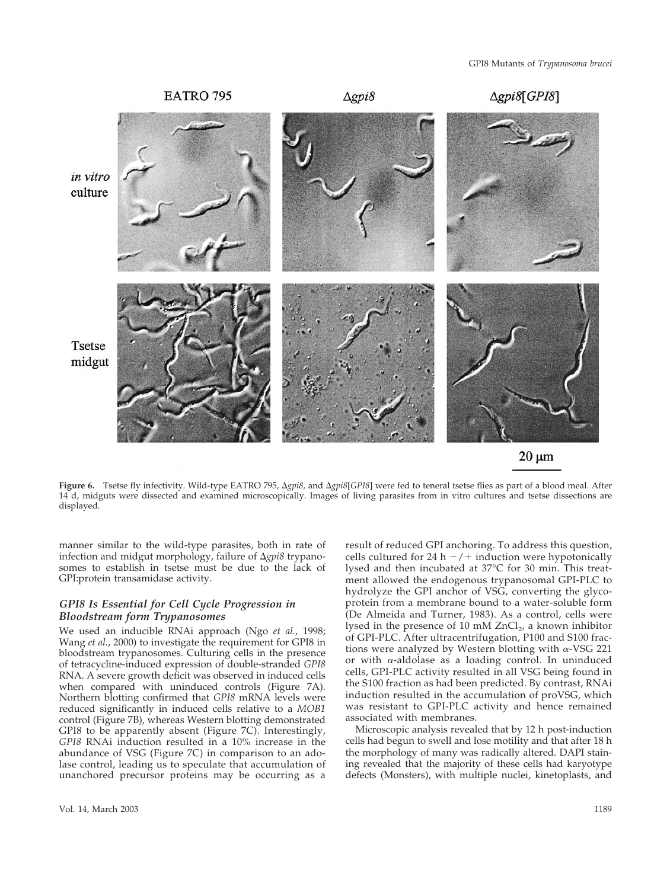EATRO 795 | Δgpi8 | Δgpi8[GPI8]

in vitro culture

Tsetse midgut

20 μm

**Figure 6.** Tsetse fly infectivity. Wild-type EATRO 795, Δ*gpi8,* and Δ*gpi8*[*GPI8*] were fed to teneral tsetse flies as part of a blood meal. After 14 d, midguts were dissected and examined microscopically. Images of living parasites from in vitro cultures and tsetse dissections are displayed.

manner similar to the wild-type parasites, both in rate of infection and midgut morphology, failure of Δ*gpi8* trypanosomes to establish in tsetse must be due to the lack of GPI:protein transamidase activity.

### *GPI8 Is Essential for Cell Cycle Progression in Bloodstream form Trypanosomes*

We used an inducible RNAi approach (Ngo *et al.*, 1998; Wang *et al.*, 2000) to investigate the requirement for GPI8 in bloodstream trypanosomes. Culturing cells in the presence of tetracycline-induced expression of double-stranded *GPI8* RNA. A severe growth deficit was observed in induced cells when compared with uninduced controls (Figure 7A). Northern blotting confirmed that *GPI8* mRNA levels were reduced significantly in induced cells relative to a *MOB1* control (Figure 7B), whereas Western blotting demonstrated GPI8 to be apparently absent (Figure 7C). Interestingly, *GPI8* RNAi induction resulted in a 10% increase in the abundance of VSG (Figure 7C) in comparison to an adolase control, leading us to speculate that accumulation of unanchored precursor proteins may be occurring as a result of reduced GPI anchoring. To address this question, cells cultured for 24 h −/+ induction were hypotonically lysed and then incubated at 37°C for 30 min. This treatment allowed the endogenous trypanosomal GPI-PLC to hydrolyze the GPI anchor of VSG, converting the glycoprotein from a membrane bound to a water-soluble form (De Almeida and Turner, 1983). As a control, cells were lysed in the presence of 10 mM $ZnCl_2$, a known inhibitor of GPI-PLC. After ultracentrifugation, P100 and S100 fractions were analyzed by Western blotting with α-VSG 221 or with α-aldolase as a loading control. In uninduced cells, GPI-PLC activity resulted in all VSG being found in the S100 fraction as had been predicted. By contrast, RNAi induction resulted in the accumulation of proVSG, which was resistant to GPI-PLC activity and hence remained associated with membranes.

Microscopic analysis revealed that by 12 h post-induction cells had begun to swell and lose motility and that after 18 h the morphology of many was radically altered. DAPI staining revealed that the majority of these cells had karyotype defects (Monsters), with multiple nuclei, kinetoplasts, and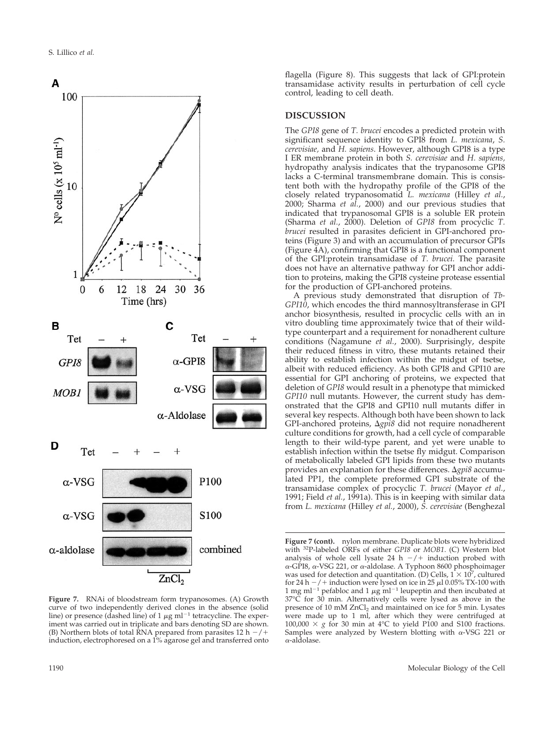flagella (Figure 8). This suggests that lack of GPI:protein transamidase activity results in perturbation of cell cycle control, leading to cell death.

## DISCUSSION

The *GPI8* gene of *T. brucei* encodes a predicted protein with significant sequence identity to GPI8 from *L. mexicana*, *S. cerevisiae*, and *H. sapiens*. However, although GPI8 is a type I ER membrane protein in both *S. cerevisiae* and *H. sapiens*, hydropathy analysis indicates that the trypanosome GPI8 lacks a C-terminal transmembrane domain. This is consistent both with the hydropathy profile of the GPI8 of the closely related trypanosomatid *L. mexicana* (Hilley *et al.*, 2000; Sharma *et al.*, 2000) and our previous studies that indicated that trypanosomal GPI8 is a soluble ER protein (Sharma *et al.*, 2000). Deletion of *GPI8* from procyclic *T. brucei* resulted in parasites deficient in GPI-anchored proteins (Figure 3) and with an accumulation of precursor GPIs (Figure 4A), confirming that GPI8 is a functional component of the GPI:protein transamidase of *T. brucei*. The parasite does not have an alternative pathway for GPI anchor addition to proteins, making the GPI8 cysteine protease essential for the production of GPI-anchored proteins.

A previous study demonstrated that disruption of *TbGPI10*, which encodes the third mannosyltransferase in GPI anchor biosynthesis, resulted in procyclic cells with an in vitro doubling time approximately twice that of their wild-type counterpart and a requirement for nonadherent culture conditions (Nagamune *et al.*, 2000). Surprisingly, despite their reduced fitness in vitro, these mutants retained their ability to establish infection within the midgut of tsetse, albeit with reduced efficiency. As both GPI8 and GPI10 are essential for GPI anchoring of proteins, we expected that deletion of *GPI8* would result in a phenotype that mimicked *GPI10* null mutants. However, the current study has demonstrated that the GPI8 and GPI10 null mutants differ in several key respects. Although both have been shown to lack GPI-anchored proteins, Δ*gpi8* did not require nonadherent culture conditions for growth, had a cell cycle of comparable length to their wild-type parent, and yet were unable to establish infection within the tsetse fly midgut. Comparison of metabolically labeled GPI lipids from these two mutants provides an explanation for these differences. Δ*gpi8* accumulated PP1, the complete preformed GPI substrate of the transamidase complex of procyclic *T. brucei* (Mayor *et al.*, 1991; Field *et al.*, 1991a). This is in keeping with similar data from *L. mexicana* (Hilley *et al.*, 2000), *S. cerevisiae* (Benghezal

**Figure 7.** RNAi of bloodstream form trypanosomes. (A) Growth curve of two independently derived clones in the absence (solid line) or presence (dashed line) of 1 μg ml$^{-1}$ tetracycline. The experiment was carried out in triplicate and bars denoting SD are shown. (B) Northern blots of total RNA prepared from parasites 12 h −/+ induction, electrophoresed on a 1% agarose gel and transferred onto nylon membrane. Duplicate blots were hybridized with $^{32}$P-labeled ORFs of either *GPI8* or *MOB1*. (C) Western blot analysis of whole cell lysate 24 h −/+ induction probed with α-GPI8, α-VSG 221, or α-aldolase. A Typhoon 8600 phosphoimager was used for detection and quantitation. (D) Cells, $1 \times 10^7$, cultured for 24 h −/+ induction were lysed on ice in 25 μl 0.05% TX-100 with 1 mg ml$^{-1}$ pefabloc and 1 μg ml$^{-1}$ leupeptin and then incubated at 37°C for 30 min. Alternatively cells were lysed as above in the presence of 10 mM $ZnCl_2$ and maintained on ice for 5 min. Lysates were made up to 1 ml, after which they were centrifuged at $100{,}000 \times g$ for 30 min at 4°C to yield P100 and S100 fractions. Samples were analyzed by Western blotting with α-VSG 221 or α-aldolase.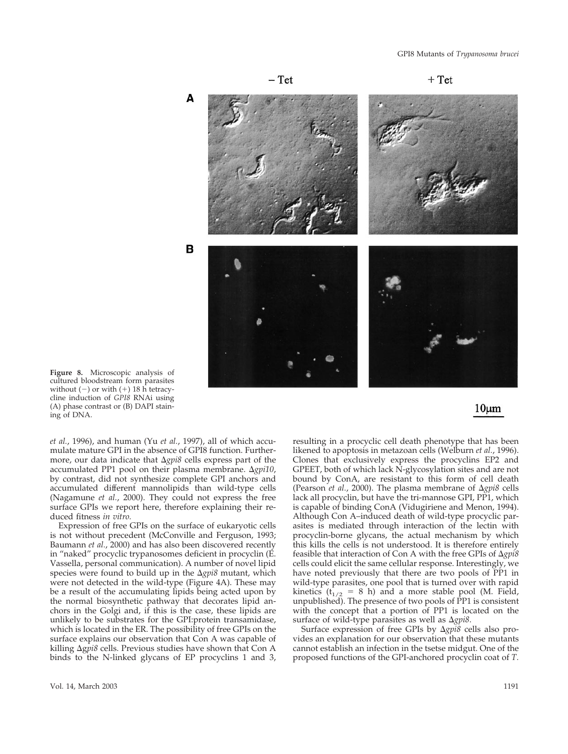**Figure 8.** Microscopic analysis of cultured bloodstream form parasites without (−) or with (+) 18 h tetracycline induction of *GPI8* RNAi using (A) phase contrast or (B) DAPI staining of DNA.

*et al.*, 1996), and human (Yu *et al.*, 1997), all of which accumulate mature GPI in the absence of GPI8 function. Furthermore, our data indicate that Δ*gpi8* cells express part of the accumulated PP1 pool on their plasma membrane. Δ*gpi10*, by contrast, did not synthesize complete GPI anchors and accumulated different mannolipids than wild-type cells (Nagamune *et al.*, 2000). They could not express the free surface GPIs we report here, therefore explaining their reduced fitness *in vitro.*

Expression of free GPIs on the surface of eukaryotic cells is not without precedent (McConville and Ferguson, 1993; Baumann *et al.*, 2000) and has also been discovered recently in "naked" procyclic trypanosomes deficient in procyclin (E. Vassella, personal communication). A number of novel lipid species were found to build up in the Δ*gpi8* mutant, which were not detected in the wild-type (Figure 4A). These may be a result of the accumulating lipids being acted upon by the normal biosynthetic pathway that decorates lipid anchors in the Golgi and, if this is the case, these lipids are unlikely to be substrates for the GPI:protein transamidase, which is located in the ER. The possibility of free GPIs on the surface explains our observation that Con A was capable of killing Δ*gpi8* cells. Previous studies have shown that Con A binds to the N-linked glycans of EP procyclins 1 and 3, resulting in a procyclic cell death phenotype that has been likened to apoptosis in metazoan cells (Welburn *et al.*, 1996). Clones that exclusively express the procyclins EP2 and GPEET, both of which lack N-glycosylation sites and are not bound by ConA, are resistant to this form of cell death (Pearson *et al.*, 2000). The plasma membrane of Δ*gpi8* cells lack all procyclin, but have the tri-mannose GPI, PP1, which is capable of binding ConA (Vidugiriene and Menon, 1994). Although Con A–induced death of wild-type procyclic parasites is mediated through interaction of the lectin with procyclin-borne glycans, the actual mechanism by which this kills the cells is not understood. It is therefore entirely feasible that interaction of Con A with the free GPIs of Δ*gpi8* cells could elicit the same cellular response. Interestingly, we have noted previously that there are two pools of PP1 in wild-type parasites, one pool that is turned over with rapid kinetics ($t_{1/2}$ = 8 h) and a more stable pool (M. Field, unpublished). The presence of two pools of PP1 is consistent with the concept that a portion of PP1 is located on the surface of wild-type parasites as well as Δ*gpi8*.

Surface expression of free GPIs by Δ*gpi8* cells also provides an explanation for our observation that these mutants cannot establish an infection in the tsetse midgut. One of the proposed functions of the GPI-anchored procyclin coat of *T.*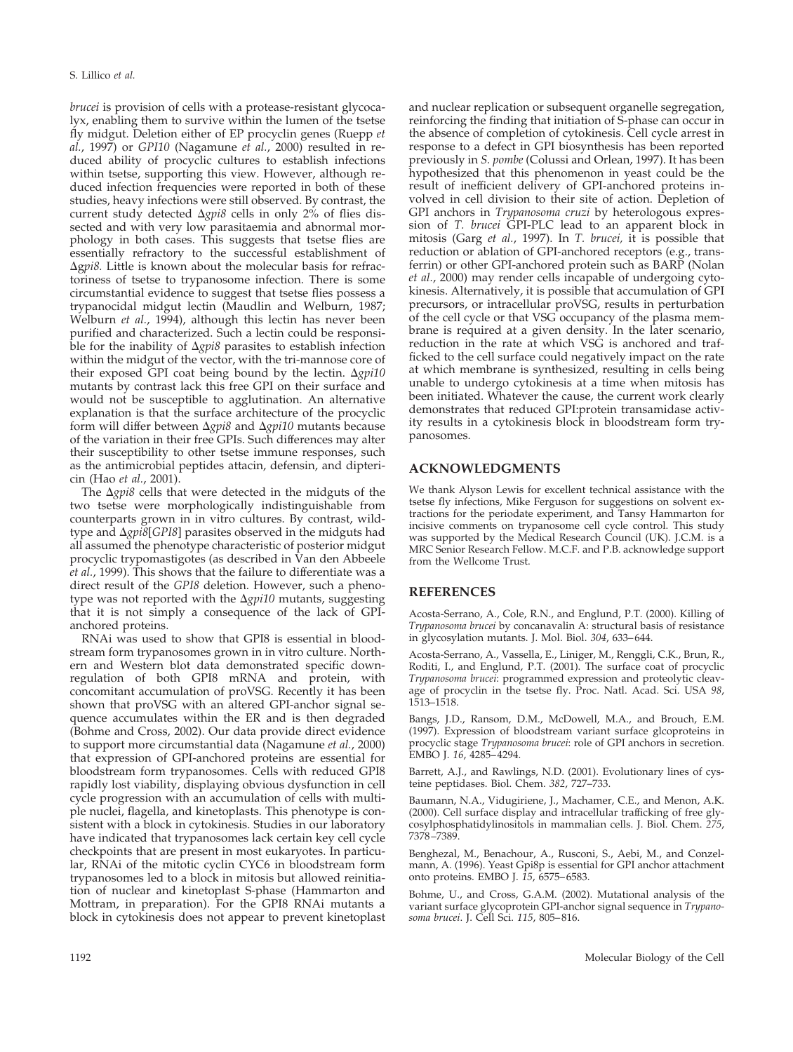*brucei* is provision of cells with a protease-resistant glycocalyx, enabling them to survive within the lumen of the tsetse fly midgut. Deletion either of EP procyclin genes (Ruepp *et al.*, 1997) or *GPI10* (Nagamune *et al.*, 2000) resulted in reduced ability of procyclic cultures to establish infections within tsetse, supporting this view. However, although reduced infection frequencies were reported in both of these studies, heavy infections were still observed. By contrast, the current study detected Δ*gpi8* cells in only 2% of flies dissected and with very low parasitaemia and abnormal morphology in both cases. This suggests that tsetse flies are essentially refractory to the successful establishment of Δ*gpi8.* Little is known about the molecular basis for refractoriness of tsetse to trypanosome infection. There is some circumstantial evidence to suggest that tsetse flies possess a trypanocidal midgut lectin (Maudlin and Welburn, 1987; Welburn *et al.*, 1994), although this lectin has never been purified and characterized. Such a lectin could be responsible for the inability of Δ*gpi8* parasites to establish infection within the midgut of the vector, with the tri-mannose core of their exposed GPI coat being bound by the lectin. Δ*gpi10* mutants by contrast lack this free GPI on their surface and would not be susceptible to agglutination. An alternative explanation is that the surface architecture of the procyclic form will differ between Δ*gpi8* and Δ*gpi10* mutants because of the variation in their free GPIs. Such differences may alter their susceptibility to other tsetse immune responses, such as the antimicrobial peptides attacin, defensin, and diptericin (Hao *et al.*, 2001).

The Δ*gpi8* cells that were detected in the midguts of the two tsetse were morphologically indistinguishable from counterparts grown in in vitro cultures. By contrast, wild-type and Δ*gpi8*[*GPI8*] parasites observed in the midguts had all assumed the phenotype characteristic of posterior midgut procyclic trypomastigotes (as described in Van den Abbeele *et al.*, 1999). This shows that the failure to differentiate was a direct result of the *GPI8* deletion. However, such a phenotype was not reported with the Δ*gpi10* mutants, suggesting that it is not simply a consequence of the lack of GPI-anchored proteins.

RNAi was used to show that GPI8 is essential in bloodstream form trypanosomes grown in in vitro culture. Northern and Western blot data demonstrated specific down-regulation of both GPI8 mRNA and protein, with concomitant accumulation of proVSG. Recently it has been shown that proVSG with an altered GPI-anchor signal sequence accumulates within the ER and is then degraded (Bohme and Cross, 2002). Our data provide direct evidence to support more circumstantial data (Nagamune *et al.*, 2000) that expression of GPI-anchored proteins are essential for bloodstream form trypanosomes. Cells with reduced GPI8 rapidly lost viability, displaying obvious dysfunction in cell cycle progression with an accumulation of cells with multiple nuclei, flagella, and kinetoplasts. This phenotype is consistent with a block in cytokinesis. Studies in our laboratory have indicated that trypanosomes lack certain key cell cycle checkpoints that are present in most eukaryotes. In particular, RNAi of the mitotic cyclin CYC6 in bloodstream form trypanosomes led to a block in mitosis but allowed reinitiation of nuclear and kinetoplast S-phase (Hammarton and Mottram, in preparation). For the GPI8 RNAi mutants a block in cytokinesis does not appear to prevent kinetoplast and nuclear replication or subsequent organelle segregation, reinforcing the finding that initiation of S-phase can occur in the absence of completion of cytokinesis. Cell cycle arrest in response to a defect in GPI biosynthesis has been reported previously in *S. pombe* (Colussi and Orlean, 1997). It has been hypothesized that this phenomenon in yeast could be the result of inefficient delivery of GPI-anchored proteins involved in cell division to their site of action. Depletion of GPI anchors in *Trypanosoma cruzi* by heterologous expression of *T. brucei* GPI-PLC lead to an apparent block in mitosis (Garg *et al.*, 1997). In *T. brucei,* it is possible that reduction or ablation of GPI-anchored receptors (e.g., transferrin) or other GPI-anchored protein such as BARP (Nolan *et al.*, 2000) may render cells incapable of undergoing cytokinesis. Alternatively, it is possible that accumulation of GPI precursors, or intracellular proVSG, results in perturbation of the cell cycle or that VSG occupancy of the plasma membrane is required at a given density. In the later scenario, reduction in the rate at which VSG is anchored and trafficked to the cell surface could negatively impact on the rate at which membrane is synthesized, resulting in cells being unable to undergo cytokinesis at a time when mitosis has been initiated. Whatever the cause, the current work clearly demonstrates that reduced GPI:protein transamidase activity results in a cytokinesis block in bloodstream form trypanosomes.

## ACKNOWLEDGMENTS

We thank Alyson Lewis for excellent technical assistance with the tsetse fly infections, Mike Ferguson for suggestions on solvent extractions for the periodate experiment, and Tansy Hammarton for incisive comments on trypanosome cell cycle control. This study was supported by the Medical Research Council (UK). J.C.M. is a MRC Senior Research Fellow. M.C.F. and P.B. acknowledge support from the Wellcome Trust.

## REFERENCES

Acosta-Serrano, A., Cole, R.N., and Englund, P.T. (2000). Killing of *Trypanosoma brucei* by concanavalin A: structural basis of resistance in glycosylation mutants. J. Mol. Biol. *304*, 633–644.

Acosta-Serrano, A., Vassella, E., Liniger, M., Renggli, C.K., Brun, R., Roditi, I., and Englund, P.T. (2001). The surface coat of procyclic *Trypanosoma brucei*: programmed expression and proteolytic cleavage of procyclin in the tsetse fly. Proc. Natl. Acad. Sci. USA *98*, 1513–1518.

Bangs, J.D., Ransom, D.M., McDowell, M.A., and Brouch, E.M. (1997). Expression of bloodstream variant surface glcoproteins in procyclic stage *Trypanosoma brucei*: role of GPI anchors in secretion. EMBO J. *16*, 4285–4294.

Barrett, A.J., and Rawlings, N.D. (2001). Evolutionary lines of cysteine peptidases. Biol. Chem. *382*, 727–733.

Baumann, N.A., Vidugiriene, J., Machamer, C.E., and Menon, A.K. (2000). Cell surface display and intracellular trafficking of free glycosylphosphatidylinositols in mammalian cells. J. Biol. Chem. *275*, 7378–7389.

Benghezal, M., Benachour, A., Rusconi, S., Aebi, M., and Conzelmann, A. (1996). Yeast Gpi8p is essential for GPI anchor attachment onto proteins. EMBO J. *15*, 6575–6583.

Bohme, U., and Cross, G.A.M. (2002). Mutational analysis of the variant surface glycoprotein GPI-anchor signal sequence in *Trypanosoma brucei*. J. Cell Sci. *115*, 805–816.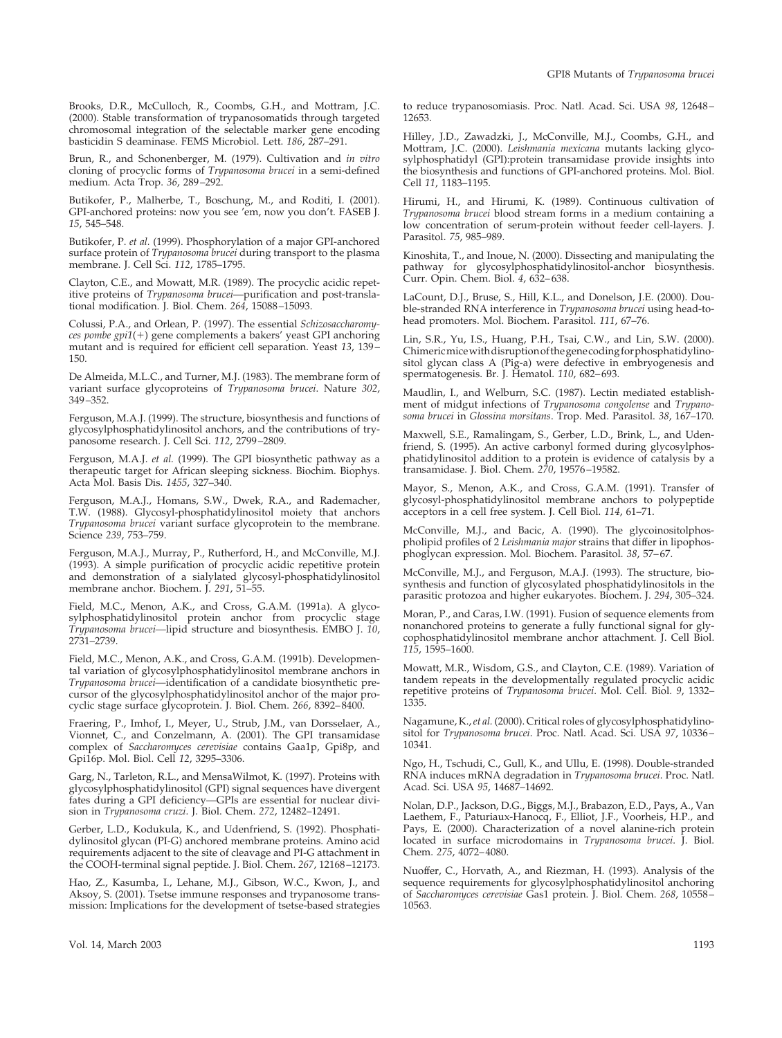Brooks, D.R., McCulloch, R., Coombs, G.H., and Mottram, J.C. (2000). Stable transformation of trypanosomatids through targeted chromosomal integration of the selectable marker gene encoding basticidin S deaminase. FEMS Microbiol. Lett. *186*, 287–291.

Brun, R., and Schonenberger, M. (1979). Cultivation and *in vitro* cloning of procyclic forms of *Trypanosoma brucei* in a semi-defined medium. Acta Trop. *36*, 289–292.

Butikofer, P., Malherbe, T., Boschung, M., and Roditi, I. (2001). GPI-anchored proteins: now you see 'em, now you don't. FASEB J. *15*, 545–548.

Butikofer, P. *et al.* (1999). Phosphorylation of a major GPI-anchored surface protein of *Trypanosoma brucei* during transport to the plasma membrane. J. Cell Sci. *112*, 1785–1795.

Clayton, C.E., and Mowatt, M.R. (1989). The procyclic acidic repetitive proteins of *Trypanosoma brucei*—purification and post-translational modification. J. Biol. Chem. *264*, 15088–15093.

Colussi, P.A., and Orlean, P. (1997). The essential *Schizosaccharomyces pombe gpi1*(+) gene complements a bakers' yeast GPI anchoring mutant and is required for efficient cell separation. Yeast *13*, 139–150.

De Almeida, M.L.C., and Turner, M.J. (1983). The membrane form of variant surface glycoproteins of *Trypanosoma brucei*. Nature *302*, 349–352.

Ferguson, M.A.J. (1999). The structure, biosynthesis and functions of glycosylphosphatidylinositol anchors, and the contributions of trypanosome research. J. Cell Sci. *112*, 2799–2809.

Ferguson, M.A.J. *et al.* (1999). The GPI biosynthetic pathway as a therapeutic target for African sleeping sickness. Biochim. Biophys. Acta Mol. Basis Dis. *1455*, 327–340.

Ferguson, M.A.J., Homans, S.W., Dwek, R.A., and Rademacher, T.W. (1988). Glycosyl-phosphatidylinositol moiety that anchors *Trypanosoma brucei* variant surface glycoprotein to the membrane. Science *239*, 753–759.

Ferguson, M.A.J., Murray, P., Rutherford, H., and McConville, M.J. (1993). A simple purification of procyclic acidic repetitive protein and demonstration of a sialylated glycosyl-phosphatidylinositol membrane anchor. Biochem. J. *291*, 51–55.

Field, M.C., Menon, A.K., and Cross, G.A.M. (1991a). A glycosylphosphatidylinositol protein anchor from procyclic stage *Trypanosoma brucei*—lipid structure and biosynthesis. EMBO J. *10*, 2731–2739.

Field, M.C., Menon, A.K., and Cross, G.A.M. (1991b). Developmental variation of glycosylphosphatidylinositol membrane anchors in *Trypanosoma brucei*—identification of a candidate biosynthetic precursor of the glycosylphosphatidylinositol anchor of the major procyclic stage surface glycoprotein. J. Biol. Chem. *266*, 8392–8400.

Fraering, P., Imhof, I., Meyer, U., Strub, J.M., van Dorsselaer, A., Vionnet, C., and Conzelmann, A. (2001). The GPI transamidase complex of *Saccharomyces cerevisiae* contains Gaa1p, Gpi8p, and Gpi16p. Mol. Biol. Cell *12*, 3295–3306.

Garg, N., Tarleton, R.L., and MensaWilmot, K. (1997). Proteins with glycosylphosphatidylinositol (GPI) signal sequences have divergent fates during a GPI deficiency—GPIs are essential for nuclear division in *Trypanosoma cruzi*. J. Biol. Chem. *272*, 12482–12491.

Gerber, L.D., Kodukula, K., and Udenfriend, S. (1992). Phosphatidylinositol glycan (PI-G) anchored membrane proteins. Amino acid requirements adjacent to the site of cleavage and PI-G attachment in the COOH-terminal signal peptide. J. Biol. Chem. *267*, 12168–12173.

Hao, Z., Kasumba, I., Lehane, M.J., Gibson, W.C., Kwon, J., and Aksoy, S. (2001). Tsetse immune responses and trypanosome transmission: Implications for the development of tsetse-based strategies to reduce trypanosomiasis. Proc. Natl. Acad. Sci. USA *98*, 12648–12653.

Hilley, J.D., Zawadzki, J., McConville, M.J., Coombs, G.H., and Mottram, J.C. (2000). *Leishmania mexicana* mutants lacking glycosylphosphatidyl (GPI):protein transamidase provide insights into the biosynthesis and functions of GPI-anchored proteins. Mol. Biol. Cell *11*, 1183–1195.

Hirumi, H., and Hirumi, K. (1989). Continuous cultivation of *Trypanosoma brucei* blood stream forms in a medium containing a low concentration of serum-protein without feeder cell-layers. J. Parasitol. *75*, 985–989.

Kinoshita, T., and Inoue, N. (2000). Dissecting and manipulating the pathway for glycosylphosphatidylinositol-anchor biosynthesis. Curr. Opin. Chem. Biol. *4*, 632–638.

LaCount, D.J., Bruse, S., Hill, K.L., and Donelson, J.E. (2000). Double-stranded RNA interference in *Trypanosoma brucei* using head-to-head promoters. Mol. Biochem. Parasitol. *111*, 67–76.

Lin, S.R., Yu, I.S., Huang, P.H., Tsai, C.W., and Lin, S.W. (2000). Chimeric mice with disruption of the gene coding for phosphatidylinositol glycan class A (Pig-a) were defective in embryogenesis and spermatogenesis. Br. J. Hematol. *110*, 682–693.

Maudlin, I., and Welburn, S.C. (1987). Lectin mediated establishment of midgut infections of *Trypanosoma congolense* and *Trypanosoma brucei* in *Glossina morsitans*. Trop. Med. Parasitol. *38*, 167–170.

Maxwell, S.E., Ramalingam, S., Gerber, L.D., Brink, L., and Udenfriend, S. (1995). An active carbonyl formed during glycosylphosphatidylinositol addition to a protein is evidence of catalysis by a transamidase. J. Biol. Chem. *270*, 19576–19582.

Mayor, S., Menon, A.K., and Cross, G.A.M. (1991). Transfer of glycosyl-phosphatidylinositol membrane anchors to polypeptide acceptors in a cell free system. J. Cell Biol. *114*, 61–71.

McConville, M.J., and Bacic, A. (1990). The glycoinositolphospholipid profiles of 2 *Leishmania major* strains that differ in lipophosphoglycan expression. Mol. Biochem. Parasitol. *38*, 57–67.

McConville, M.J., and Ferguson, M.A.J. (1993). The structure, biosynthesis and function of glycosylated phosphatidylinositols in the parasitic protozoa and higher eukaryotes. Biochem. J. *294*, 305–324.

Moran, P., and Caras, I.W. (1991). Fusion of sequence elements from nonanchored proteins to generate a fully functional signal for glycophosphatidylinositol membrane anchor attachment. J. Cell Biol. *115*, 1595–1600.

Mowatt, M.R., Wisdom, G.S., and Clayton, C.E. (1989). Variation of tandem repeats in the developmentally regulated procyclic acidic repetitive proteins of *Trypanosoma brucei*. Mol. Cell. Biol. *9*, 1332–1335.

Nagamune, K., *et al.* (2000). Critical roles of glycosylphosphatidylinositol for *Trypanosoma brucei*. Proc. Natl. Acad. Sci. USA *97*, 10336–10341.

Ngo, H., Tschudi, C., Gull, K., and Ullu, E. (1998). Double-stranded RNA induces mRNA degradation in *Trypanosoma brucei*. Proc. Natl. Acad. Sci. USA *95*, 14687–14692.

Nolan, D.P., Jackson, D.G., Biggs, M.J., Brabazon, E.D., Pays, A., Van Laethem, F., Paturiaux-Hanocq, F., Elliot, J.F., Voorheis, H.P., and Pays, E. (2000). Characterization of a novel alanine-rich protein located in surface microdomains in *Trypanosoma brucei*. J. Biol. Chem. *275*, 4072–4080.

Nuoffer, C., Horvath, A., and Riezman, H. (1993). Analysis of the sequence requirements for glycosylphosphatidylinositol anchoring of *Saccharomyces cerevisiae* Gas1 protein. J. Biol. Chem. *268*, 10558–10563.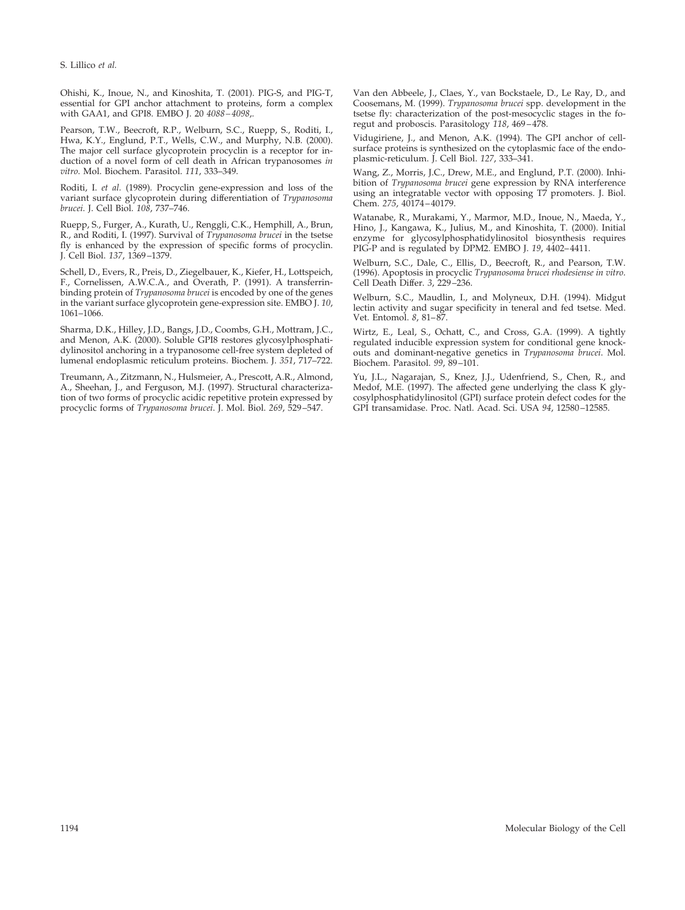Ohishi, K., Inoue, N., and Kinoshita, T. (2001). PIG-S, and PIG-T, essential for GPI anchor attachment to proteins, form a complex with GAA1, and GPI8. EMBO J. 20 *4088–4098*,.

Pearson, T.W., Beecroft, R.P., Welburn, S.C., Ruepp, S., Roditi, I., Hwa, K.Y., Englund, P.T., Wells, C.W., and Murphy, N.B. (2000). The major cell surface glycoprotein procyclin is a receptor for induction of a novel form of cell death in African trypanosomes *in vitro*. Mol. Biochem. Parasitol. *111*, 333–349.

Roditi, I. *et al.* (1989). Procyclin gene-expression and loss of the variant surface glycoprotein during differentiation of *Trypanosoma brucei*. J. Cell Biol. *108*, 737–746.

Ruepp, S., Furger, A., Kurath, U., Renggli, C.K., Hemphill, A., Brun, R., and Roditi, I. (1997). Survival of *Trypanosoma brucei* in the tsetse fly is enhanced by the expression of specific forms of procyclin. J. Cell Biol. *137*, 1369–1379.

Schell, D., Evers, R., Preis, D., Ziegelbauer, K., Kiefer, H., Lottspeich, F., Cornelissen, A.W.C.A., and Overath, P. (1991). A transferrin-binding protein of *Trypanosoma brucei* is encoded by one of the genes in the variant surface glycoprotein gene-expression site. EMBO J. *10*, 1061–1066.

Sharma, D.K., Hilley, J.D., Bangs, J.D., Coombs, G.H., Mottram, J.C., and Menon, A.K. (2000). Soluble GPI8 restores glycosylphosphatidylinositol anchoring in a trypanosome cell-free system depleted of lumenal endoplasmic reticulum proteins. Biochem. J. *351*, 717–722.

Treumann, A., Zitzmann, N., Hulsmeier, A., Prescott, A.R., Almond, A., Sheehan, J., and Ferguson, M.J. (1997). Structural characterization of two forms of procyclic acidic repetitive protein expressed by procyclic forms of *Trypanosoma brucei*. J. Mol. Biol. *269*, 529–547.

Van den Abbeele, J., Claes, Y., van Bockstaele, D., Le Ray, D., and Coosemans, M. (1999). *Trypanosoma brucei* spp. development in the tsetse fly: characterization of the post-mesocyclic stages in the foregut and proboscis. Parasitology *118*, 469–478.

Vidugiriene, J., and Menon, A.K. (1994). The GPI anchor of cell-surface proteins is synthesized on the cytoplasmic face of the endoplasmic-reticulum. J. Cell Biol. *127*, 333–341.

Wang, Z., Morris, J.C., Drew, M.E., and Englund, P.T. (2000). Inhibition of *Trypanosoma brucei* gene expression by RNA interference using an integratable vector with opposing T7 promoters. J. Biol. Chem. *275*, 40174–40179.

Watanabe, R., Murakami, Y., Marmor, M.D., Inoue, N., Maeda, Y., Hino, J., Kangawa, K., Julius, M., and Kinoshita, T. (2000). Initial enzyme for glycosylphosphatidylinositol biosynthesis requires PIG-P and is regulated by DPM2. EMBO J. *19*, 4402–4411.

Welburn, S.C., Dale, C., Ellis, D., Beecroft, R., and Pearson, T.W. (1996). Apoptosis in procyclic *Trypanosoma brucei rhodesiense in vitro*. Cell Death Differ. *3*, 229–236.

Welburn, S.C., Maudlin, I., and Molyneux, D.H. (1994). Midgut lectin activity and sugar specificity in teneral and fed tsetse. Med. Vet. Entomol. *8*, 81–87.

Wirtz, E., Leal, S., Ochatt, C., and Cross, G.A. (1999). A tightly regulated inducible expression system for conditional gene knockouts and dominant-negative genetics in *Trypanosoma brucei*. Mol. Biochem. Parasitol. *99*, 89–101.

Yu, J.L., Nagarajan, S., Knez, J.J., Udenfriend, S., Chen, R., and Medof, M.E. (1997). The affected gene underlying the class K glycosylphosphatidylinositol (GPI) surface protein defect codes for the GPI transamidase. Proc. Natl. Acad. Sci. USA *94*, 12580–12585.